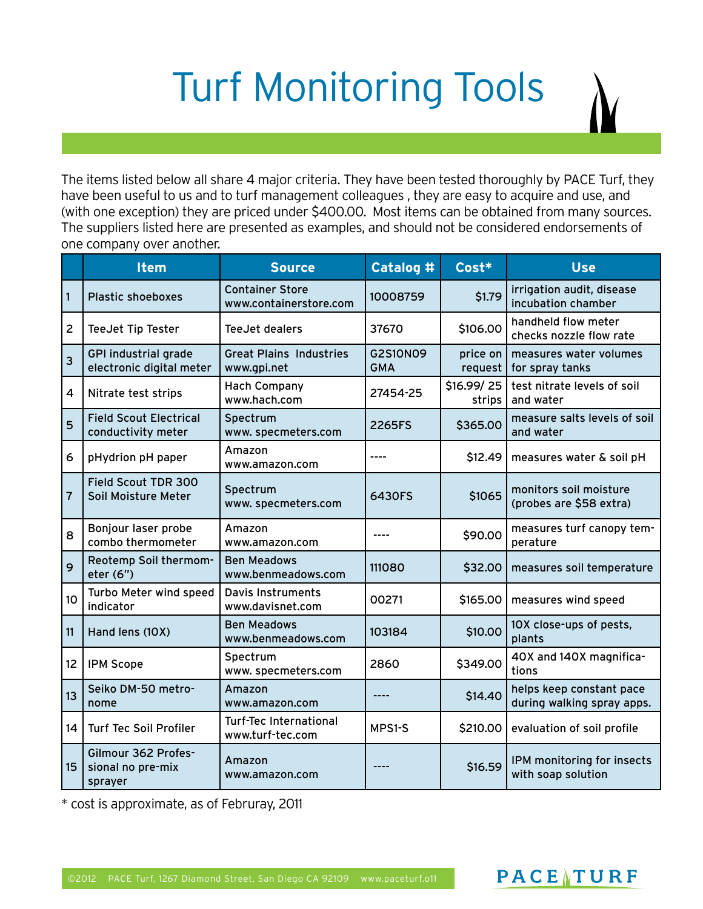# Turf Monitoring Tools

The items listed below all share 4 major criteria. They have been tested thoroughly by PACE Turf, they have been useful to us and to turf management colleagues , they are easy to acquire and use, and (with one exception) they are priced under $400.00. Most items can be obtained from many sources. The suppliers listed here are presented as examples, and should not be considered endorsements of one company over another.

| | Item | Source | Catalog # | Cost* | Use |
|---|---|---|---|---|---|
| 1 | Plastic shoeboxes | Container Store www.containerstore.com | 10008759 | $1.79 | irrigation audit, disease incubation chamber |
| 2 | TeeJet Tip Tester | TeeJet dealers | 37670 | $106.00 | handheld flow meter checks nozzle flow rate |
| 3 | GPI industrial grade electronic digital meter | Great Plains Industries www.gpi.net | G2S10N09 GMA | price on request | measures water volumes for spray tanks |
| 4 | Nitrate test strips | Hach Company www.hach.com | 27454-25 | $16.99/ 25 strips | test nitrate levels of soil and water |
| 5 | Field Scout Electrical conductivity meter | Spectrum www. specmeters.com | 2265FS | $365.00 | measure salts levels of soil and water |
| 6 | pHydrion pH paper | Amazon www.amazon.com | ---- | $12.49 | measures water & soil pH |
| 7 | Field Scout TDR 300 Soil Moisture Meter | Spectrum www. specmeters.com | 6430FS | $1065 | monitors soil moisture (probes are $58 extra) |
| 8 | Bonjour laser probe combo thermometer | Amazon www.amazon.com | ---- | $90.00 | measures turf canopy temperature |
| 9 | Reotemp Soil thermometer (6") | Ben Meadows www.benmeadows.com | 111080 | $32.00 | measures soil temperature |
| 10 | Turbo Meter wind speed indicator | Davis Instruments www.davisnet.com | 00271 | $165.00 | measures wind speed |
| 11 | Hand lens (10X) | Ben Meadows www.benmeadows.com | 103184 | $10.00 | 10X close-ups of pests, plants |
| 12 | IPM Scope | Spectrum www. specmeters.com | 2860 | $349.00 | 40X and 140X magnifications |
| 13 | Seiko DM-50 metronome | Amazon www.amazon.com | ---- | $14.40 | helps keep constant pace during walking spray apps. |
| 14 | Turf Tec Soil Profiler | Turf-Tec International www.turf-tec.com | MPS1-S | $210.00 | evaluation of soil profile |
| 15 | Gilmour 362 Professional no pre-mix sprayer | Amazon www.amazon.com | ---- | $16.59 | IPM monitoring for insects with soap solution |

* cost is approximate, as of Februray, 2011

©2012 PACE Turf, 1267 Diamond Street, San Diego CA 92109 www.paceturf.o11

PACE TURF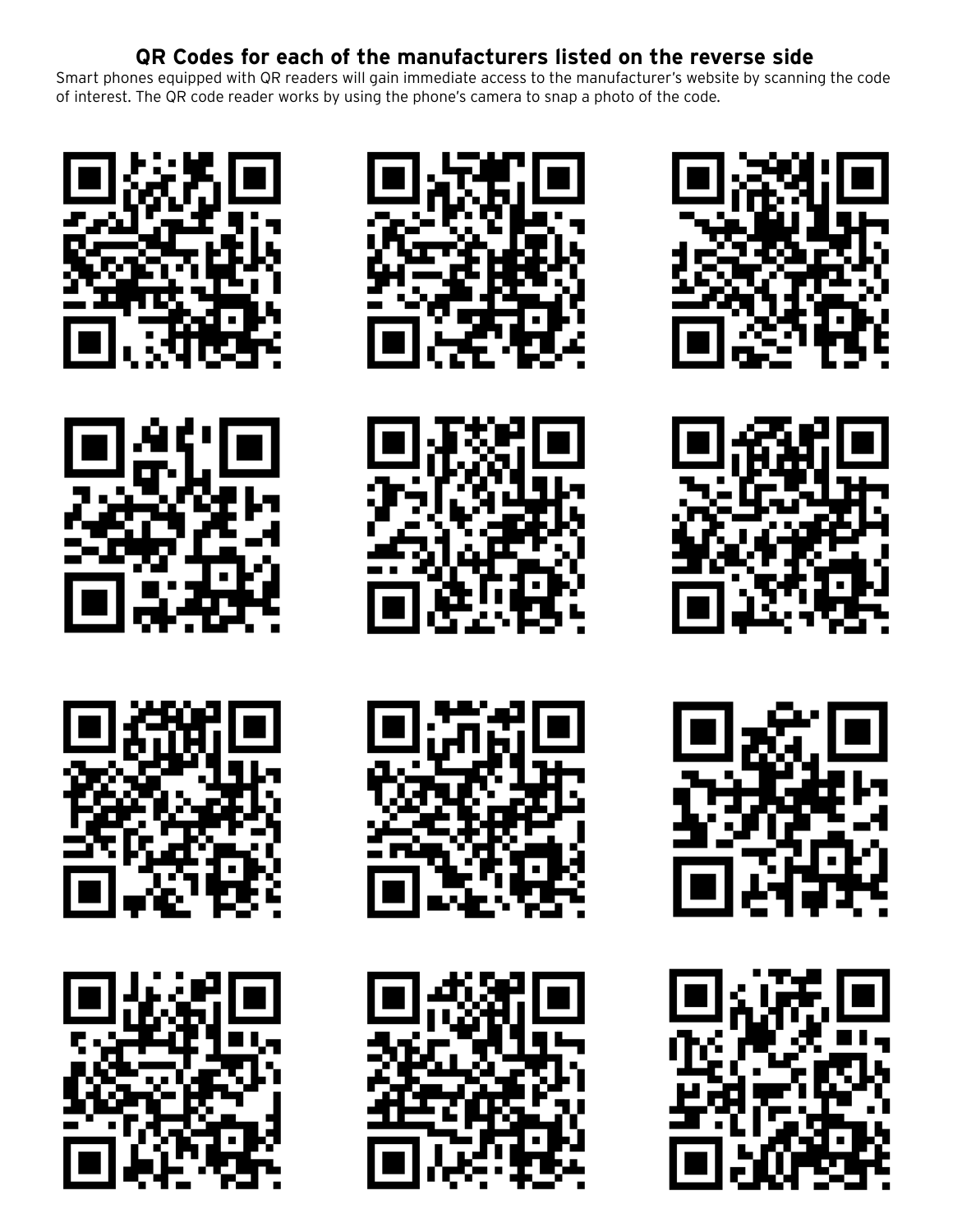## QR Codes for each of the manufacturers listed on the reverse side

Smart phones equipped with QR readers will gain immediate access to the manufacturer's website by scanning the code of interest. The QR code reader works by using the phone's camera to snap a photo of the code.